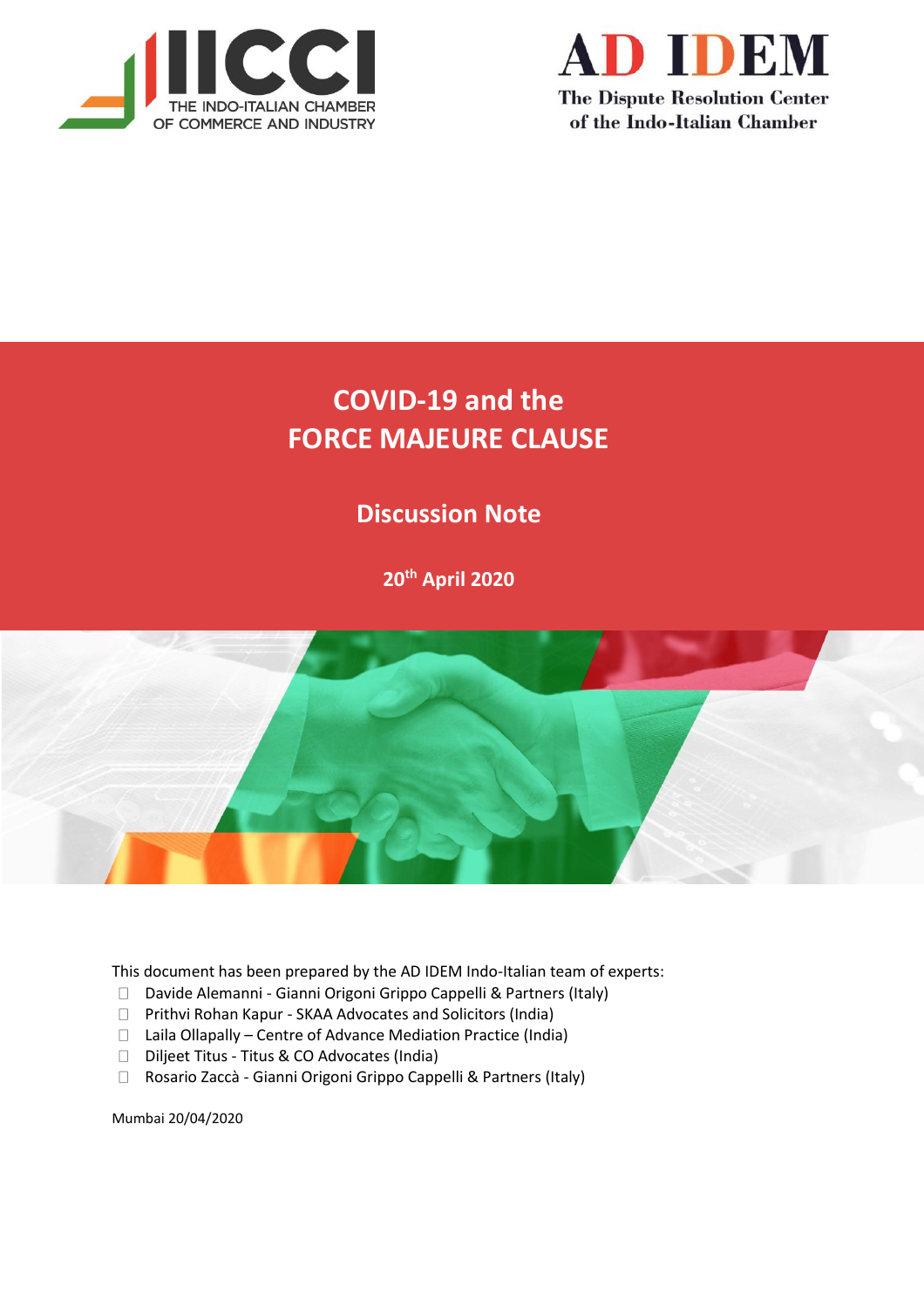IICCI — THE INDO-ITALIAN CHAMBER OF COMMERCE AND INDUSTRY

AD IDEM — The Dispute Resolution Center of the Indo-Italian Chamber

# COVID-19 and the FORCE MAJEURE CLAUSE

## Discussion Note

**20th April 2020**

This document has been prepared by the AD IDEM Indo-Italian team of experts:

- Davide Alemanni - Gianni Origoni Grippo Cappelli & Partners (Italy)
- Prithvi Rohan Kapur - SKAA Advocates and Solicitors (India)
- Laila Ollapally – Centre of Advance Mediation Practice (India)
- Diljeet Titus - Titus & CO Advocates (India)
- Rosario Zaccà - Gianni Origoni Grippo Cappelli & Partners (Italy)

Mumbai 20/04/2020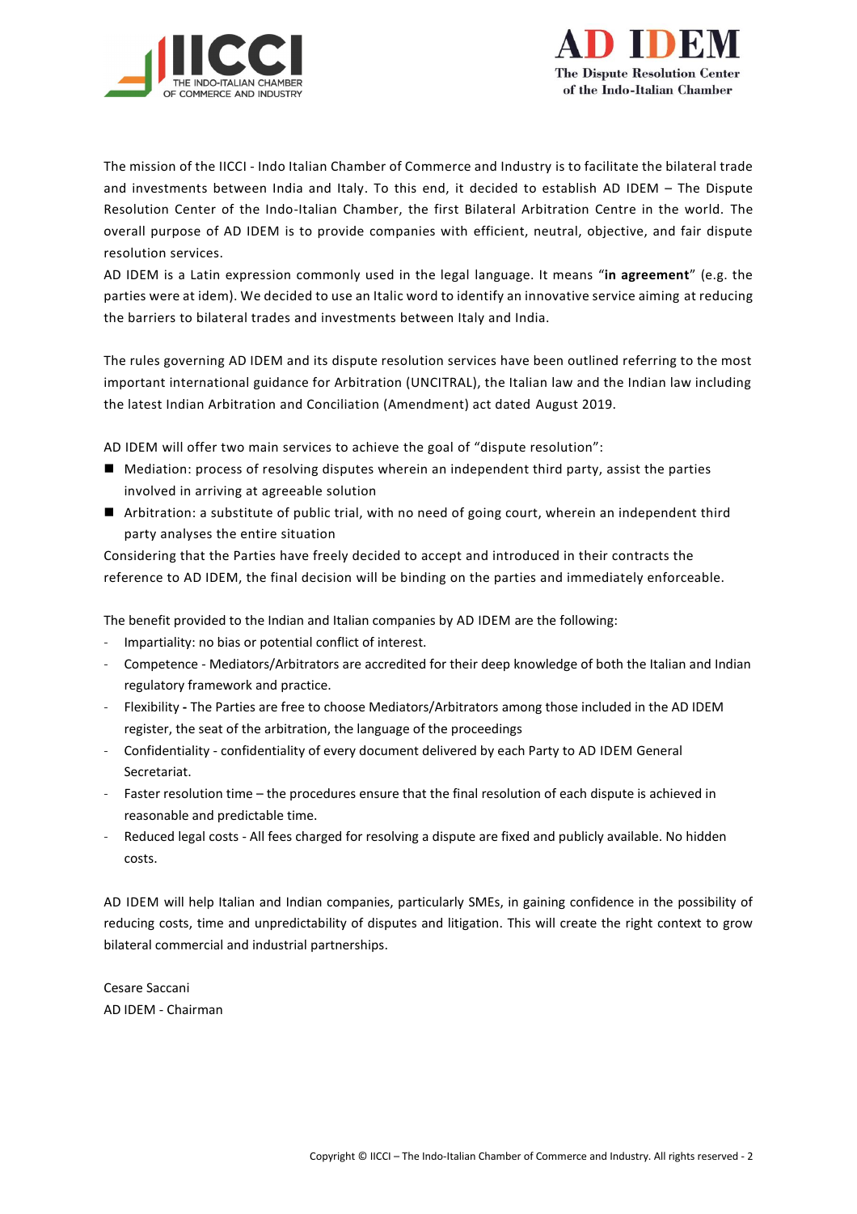The mission of the IICCI - Indo Italian Chamber of Commerce and Industry is to facilitate the bilateral trade and investments between India and Italy. To this end, it decided to establish AD IDEM – The Dispute Resolution Center of the Indo-Italian Chamber, the first Bilateral Arbitration Centre in the world. The overall purpose of AD IDEM is to provide companies with efficient, neutral, objective, and fair dispute resolution services.

AD IDEM is a Latin expression commonly used in the legal language. It means "**in agreement**" (e.g. the parties were at idem). We decided to use an Italic word to identify an innovative service aiming at reducing the barriers to bilateral trades and investments between Italy and India.

The rules governing AD IDEM and its dispute resolution services have been outlined referring to the most important international guidance for Arbitration (UNCITRAL), the Italian law and the Indian law including the latest Indian Arbitration and Conciliation (Amendment) act dated August 2019.

AD IDEM will offer two main services to achieve the goal of "dispute resolution":

- Mediation: process of resolving disputes wherein an independent third party, assist the parties involved in arriving at agreeable solution
- Arbitration: a substitute of public trial, with no need of going court, wherein an independent third party analyses the entire situation

Considering that the Parties have freely decided to accept and introduced in their contracts the reference to AD IDEM, the final decision will be binding on the parties and immediately enforceable.

The benefit provided to the Indian and Italian companies by AD IDEM are the following:

- Impartiality: no bias or potential conflict of interest.
- Competence - Mediators/Arbitrators are accredited for their deep knowledge of both the Italian and Indian regulatory framework and practice.
- Flexibility **-** The Parties are free to choose Mediators/Arbitrators among those included in the AD IDEM register, the seat of the arbitration, the language of the proceedings
- Confidentiality - confidentiality of every document delivered by each Party to AD IDEM General Secretariat.
- Faster resolution time – the procedures ensure that the final resolution of each dispute is achieved in reasonable and predictable time.
- Reduced legal costs - All fees charged for resolving a dispute are fixed and publicly available. No hidden costs.

AD IDEM will help Italian and Indian companies, particularly SMEs, in gaining confidence in the possibility of reducing costs, time and unpredictability of disputes and litigation. This will create the right context to grow bilateral commercial and industrial partnerships.

Cesare Saccani
AD IDEM - Chairman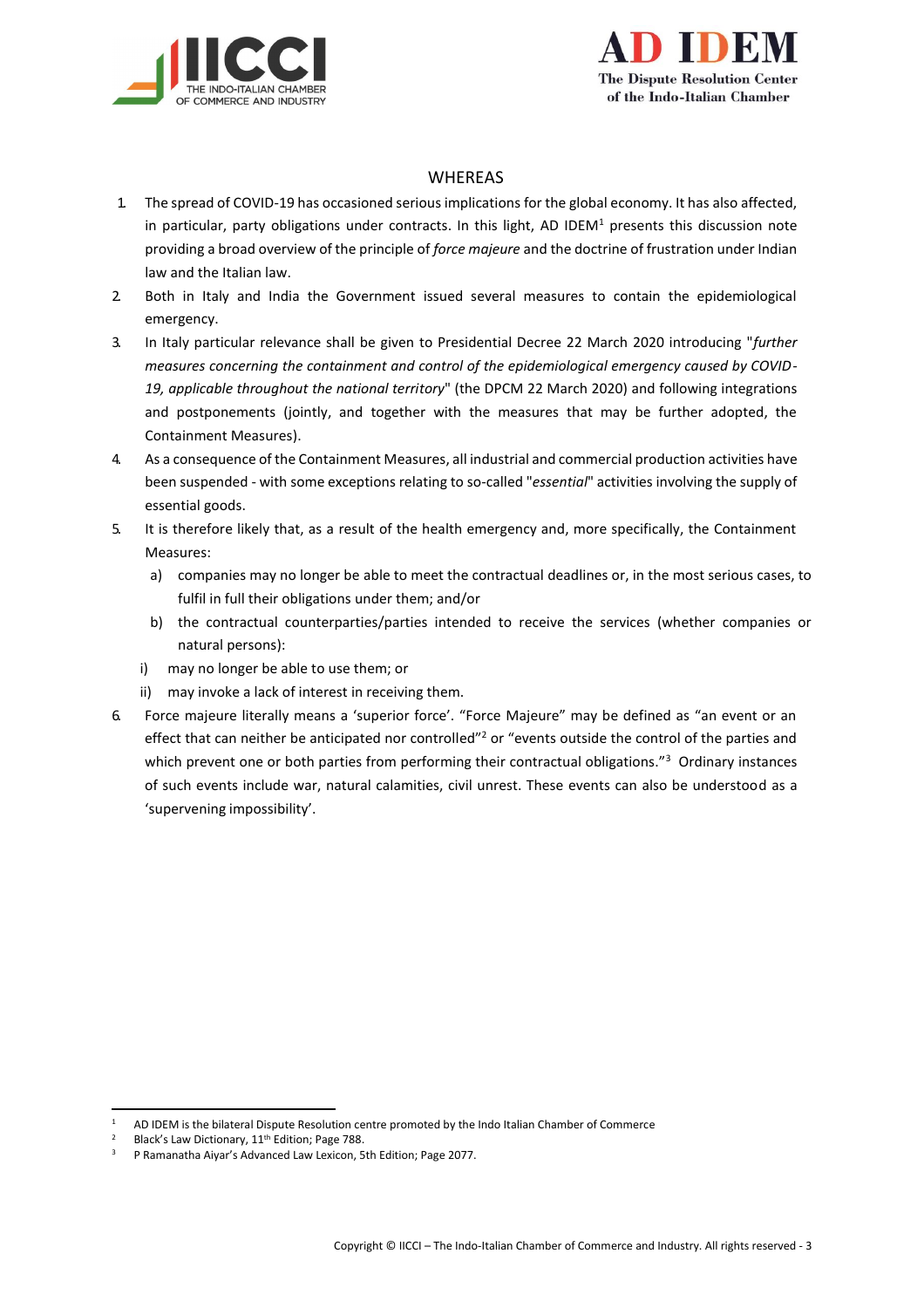## WHEREAS

1. The spread of COVID-19 has occasioned serious implications for the global economy. It has also affected, in particular, party obligations under contracts. In this light, AD IDEM[1] presents this discussion note providing a broad overview of the principle of *force majeure* and the doctrine of frustration under Indian law and the Italian law.
2. Both in Italy and India the Government issued several measures to contain the epidemiological emergency.
3. In Italy particular relevance shall be given to Presidential Decree 22 March 2020 introducing "*further measures concerning the containment and control of the epidemiological emergency caused by COVID-19, applicable throughout the national territory*" (the DPCM 22 March 2020) and following integrations and postponements (jointly, and together with the measures that may be further adopted, the Containment Measures).
4. As a consequence of the Containment Measures, all industrial and commercial production activities have been suspended - with some exceptions relating to so-called "*essential*" activities involving the supply of essential goods.
5. It is therefore likely that, as a result of the health emergency and, more specifically, the Containment Measures:
   a) companies may no longer be able to meet the contractual deadlines or, in the most serious cases, to fulfil in full their obligations under them; and/or
   b) the contractual counterparties/parties intended to receive the services (whether companies or natural persons):
   i) may no longer be able to use them; or
   ii) may invoke a lack of interest in receiving them.
6. Force majeure literally means a 'superior force'. "Force Majeure" may be defined as "an event or an effect that can neither be anticipated nor controlled"[2] or "events outside the control of the parties and which prevent one or both parties from performing their contractual obligations."[3] Ordinary instances of such events include war, natural calamities, civil unrest. These events can also be understood as a 'supervening impossibility'.

---

[1] AD IDEM is the bilateral Dispute Resolution centre promoted by the Indo Italian Chamber of Commerce

[2] Black's Law Dictionary, 11th Edition; Page 788.

[3] P Ramanatha Aiyar's Advanced Law Lexicon, 5th Edition; Page 2077.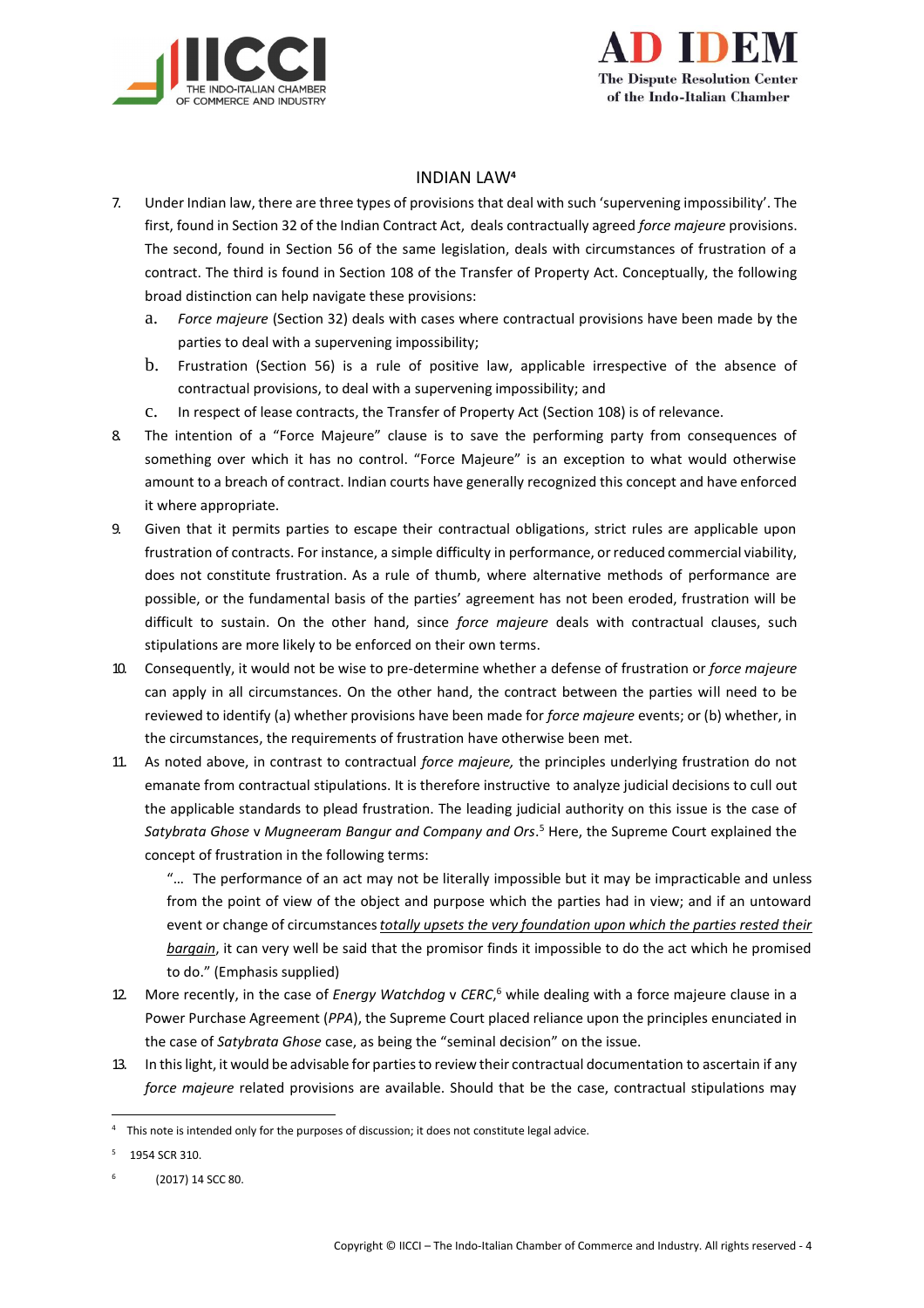## INDIAN LAW[4]

7. Under Indian law, there are three types of provisions that deal with such 'supervening impossibility'. The first, found in Section 32 of the Indian Contract Act, deals contractually agreed *force majeure* provisions. The second, found in Section 56 of the same legislation, deals with circumstances of frustration of a contract. The third is found in Section 108 of the Transfer of Property Act. Conceptually, the following broad distinction can help navigate these provisions:
   a. *Force majeure* (Section 32) deals with cases where contractual provisions have been made by the parties to deal with a supervening impossibility;
   b. Frustration (Section 56) is a rule of positive law, applicable irrespective of the absence of contractual provisions, to deal with a supervening impossibility; and
   c. In respect of lease contracts, the Transfer of Property Act (Section 108) is of relevance.
8. The intention of a "Force Majeure" clause is to save the performing party from consequences of something over which it has no control. "Force Majeure" is an exception to what would otherwise amount to a breach of contract. Indian courts have generally recognized this concept and have enforced it where appropriate.
9. Given that it permits parties to escape their contractual obligations, strict rules are applicable upon frustration of contracts. For instance, a simple difficulty in performance, or reduced commercial viability, does not constitute frustration. As a rule of thumb, where alternative methods of performance are possible, or the fundamental basis of the parties' agreement has not been eroded, frustration will be difficult to sustain. On the other hand, since *force majeure* deals with contractual clauses, such stipulations are more likely to be enforced on their own terms.
10. Consequently, it would not be wise to pre-determine whether a defense of frustration or *force majeure* can apply in all circumstances. On the other hand, the contract between the parties will need to be reviewed to identify (a) whether provisions have been made for *force majeure* events; or (b) whether, in the circumstances, the requirements of frustration have otherwise been met.
11. As noted above, in contrast to contractual *force majeure,* the principles underlying frustration do not emanate from contractual stipulations. It is therefore instructive to analyze judicial decisions to cull out the applicable standards to plead frustration. The leading judicial authority on this issue is the case of *Satybrata Ghose* v *Mugneeram Bangur and Company and Ors*.[5] Here, the Supreme Court explained the concept of frustration in the following terms:

   > "… The performance of an act may not be literally impossible but it may be impracticable and unless from the point of view of the object and purpose which the parties had in view; and if an untoward event or change of circumstances *totally upsets the very foundation upon which the parties rested their bargain*, it can very well be said that the promisor finds it impossible to do the act which he promised to do." (Emphasis supplied)

12. More recently, in the case of *Energy Watchdog* v *CERC*,[6] while dealing with a force majeure clause in a Power Purchase Agreement (*PPA*), the Supreme Court placed reliance upon the principles enunciated in the case of *Satybrata Ghose* case, as being the "seminal decision" on the issue.
13. In this light, it would be advisable for parties to review their contractual documentation to ascertain if any *force majeure* related provisions are available. Should that be the case, contractual stipulations may

---

[4] This note is intended only for the purposes of discussion; it does not constitute legal advice.

[5] 1954 SCR 310.

[6] (2017) 14 SCC 80.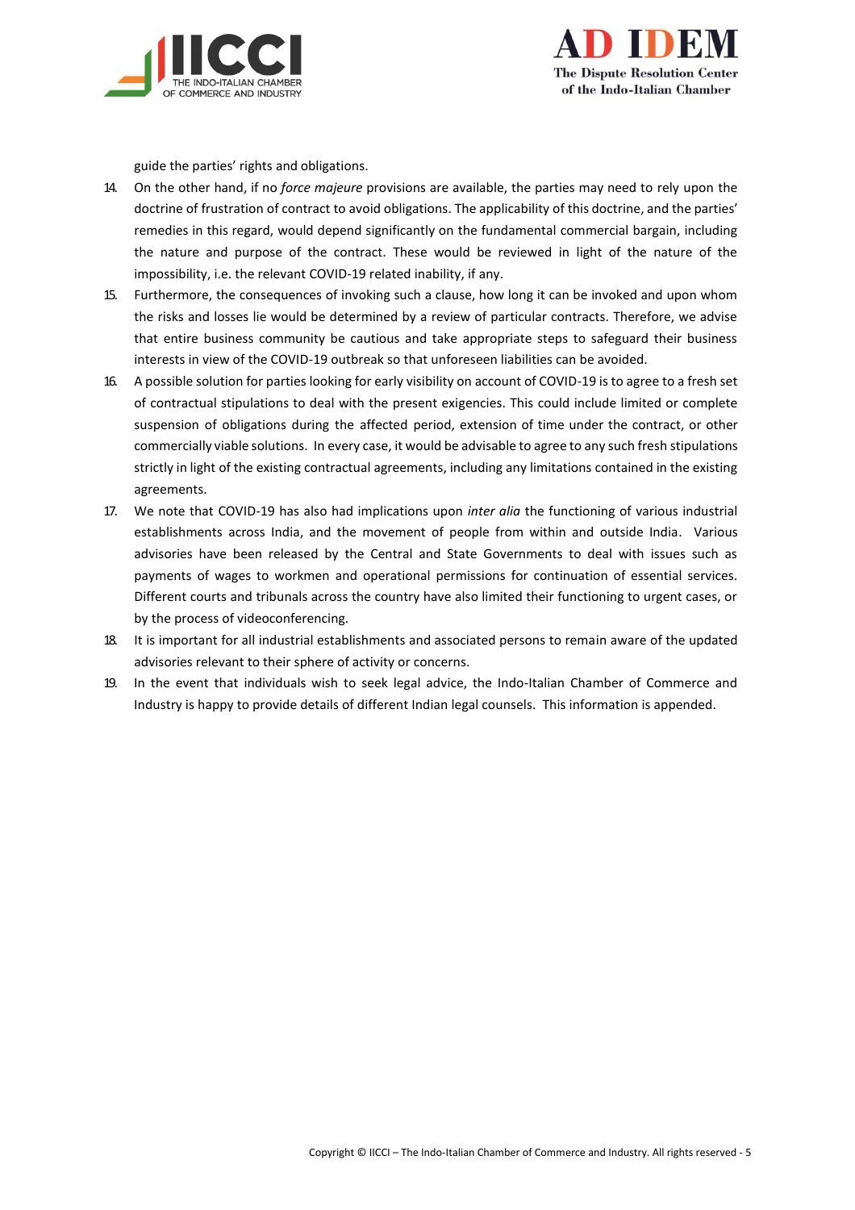guide the parties' rights and obligations.

14. On the other hand, if no *force majeure* provisions are available, the parties may need to rely upon the doctrine of frustration of contract to avoid obligations. The applicability of this doctrine, and the parties' remedies in this regard, would depend significantly on the fundamental commercial bargain, including the nature and purpose of the contract. These would be reviewed in light of the nature of the impossibility, i.e. the relevant COVID-19 related inability, if any.
15. Furthermore, the consequences of invoking such a clause, how long it can be invoked and upon whom the risks and losses lie would be determined by a review of particular contracts. Therefore, we advise that entire business community be cautious and take appropriate steps to safeguard their business interests in view of the COVID-19 outbreak so that unforeseen liabilities can be avoided.
16. A possible solution for parties looking for early visibility on account of COVID-19 is to agree to a fresh set of contractual stipulations to deal with the present exigencies. This could include limited or complete suspension of obligations during the affected period, extension of time under the contract, or other commercially viable solutions. In every case, it would be advisable to agree to any such fresh stipulations strictly in light of the existing contractual agreements, including any limitations contained in the existing agreements.
17. We note that COVID-19 has also had implications upon *inter alia* the functioning of various industrial establishments across India, and the movement of people from within and outside India. Various advisories have been released by the Central and State Governments to deal with issues such as payments of wages to workmen and operational permissions for continuation of essential services. Different courts and tribunals across the country have also limited their functioning to urgent cases, or by the process of videoconferencing.
18. It is important for all industrial establishments and associated persons to remain aware of the updated advisories relevant to their sphere of activity or concerns.
19. In the event that individuals wish to seek legal advice, the Indo-Italian Chamber of Commerce and Industry is happy to provide details of different Indian legal counsels. This information is appended.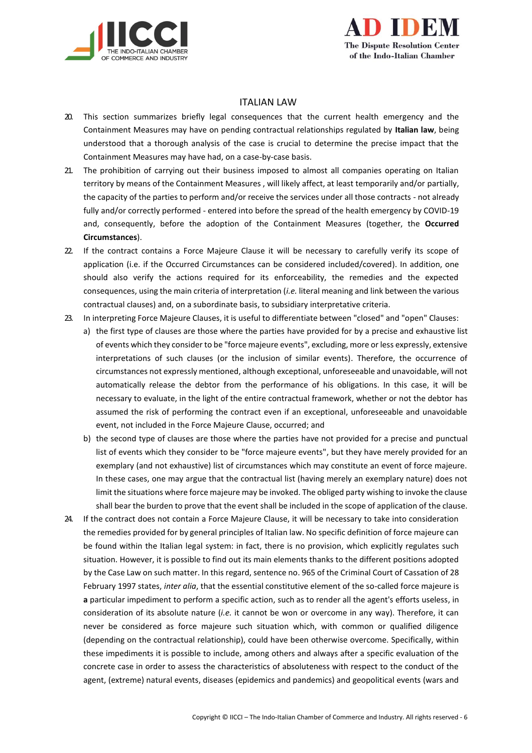## ITALIAN LAW

20. This section summarizes briefly legal consequences that the current health emergency and the Containment Measures may have on pending contractual relationships regulated by **Italian law**, being understood that a thorough analysis of the case is crucial to determine the precise impact that the Containment Measures may have had, on a case-by-case basis.

21. The prohibition of carrying out their business imposed to almost all companies operating on Italian territory by means of the Containment Measures , will likely affect, at least temporarily and/or partially, the capacity of the parties to perform and/or receive the services under all those contracts - not already fully and/or correctly performed - entered into before the spread of the health emergency by COVID-19 and, consequently, before the adoption of the Containment Measures (together, the **Occurred Circumstances**).

22. If the contract contains a Force Majeure Clause it will be necessary to carefully verify its scope of application (i.e. if the Occurred Circumstances can be considered included/covered). In addition, one should also verify the actions required for its enforceability, the remedies and the expected consequences, using the main criteria of interpretation (*i.e.* literal meaning and link between the various contractual clauses) and, on a subordinate basis, to subsidiary interpretative criteria.

23. In interpreting Force Majeure Clauses, it is useful to differentiate between "closed" and "open" Clauses:
    a) the first type of clauses are those where the parties have provided for by a precise and exhaustive list of events which they consider to be "force majeure events", excluding, more or less expressly, extensive interpretations of such clauses (or the inclusion of similar events). Therefore, the occurrence of circumstances not expressly mentioned, although exceptional, unforeseeable and unavoidable, will not automatically release the debtor from the performance of his obligations. In this case, it will be necessary to evaluate, in the light of the entire contractual framework, whether or not the debtor has assumed the risk of performing the contract even if an exceptional, unforeseeable and unavoidable event, not included in the Force Majeure Clause, occurred; and
    b) the second type of clauses are those where the parties have not provided for a precise and punctual list of events which they consider to be "force majeure events", but they have merely provided for an exemplary (and not exhaustive) list of circumstances which may constitute an event of force majeure. In these cases, one may argue that the contractual list (having merely an exemplary nature) does not limit the situations where force majeure may be invoked. The obliged party wishing to invoke the clause shall bear the burden to prove that the event shall be included in the scope of application of the clause.

24. If the contract does not contain a Force Majeure Clause, it will be necessary to take into consideration the remedies provided for by general principles of Italian law. No specific definition of force majeure can be found within the Italian legal system: in fact, there is no provision, which explicitly regulates such situation. However, it is possible to find out its main elements thanks to the different positions adopted by the Case Law on such matter. In this regard, sentence no. 965 of the Criminal Court of Cassation of 28 February 1997 states, *inter alia*, that the essential constitutive element of the so-called force majeure is **a** particular impediment to perform a specific action, such as to render all the agent's efforts useless, in consideration of its absolute nature (*i.e.* it cannot be won or overcome in any way). Therefore, it can never be considered as force majeure such situation which, with common or qualified diligence (depending on the contractual relationship), could have been otherwise overcome. Specifically, within these impediments it is possible to include, among others and always after a specific evaluation of the concrete case in order to assess the characteristics of absoluteness with respect to the conduct of the agent, (extreme) natural events, diseases (epidemics and pandemics) and geopolitical events (wars and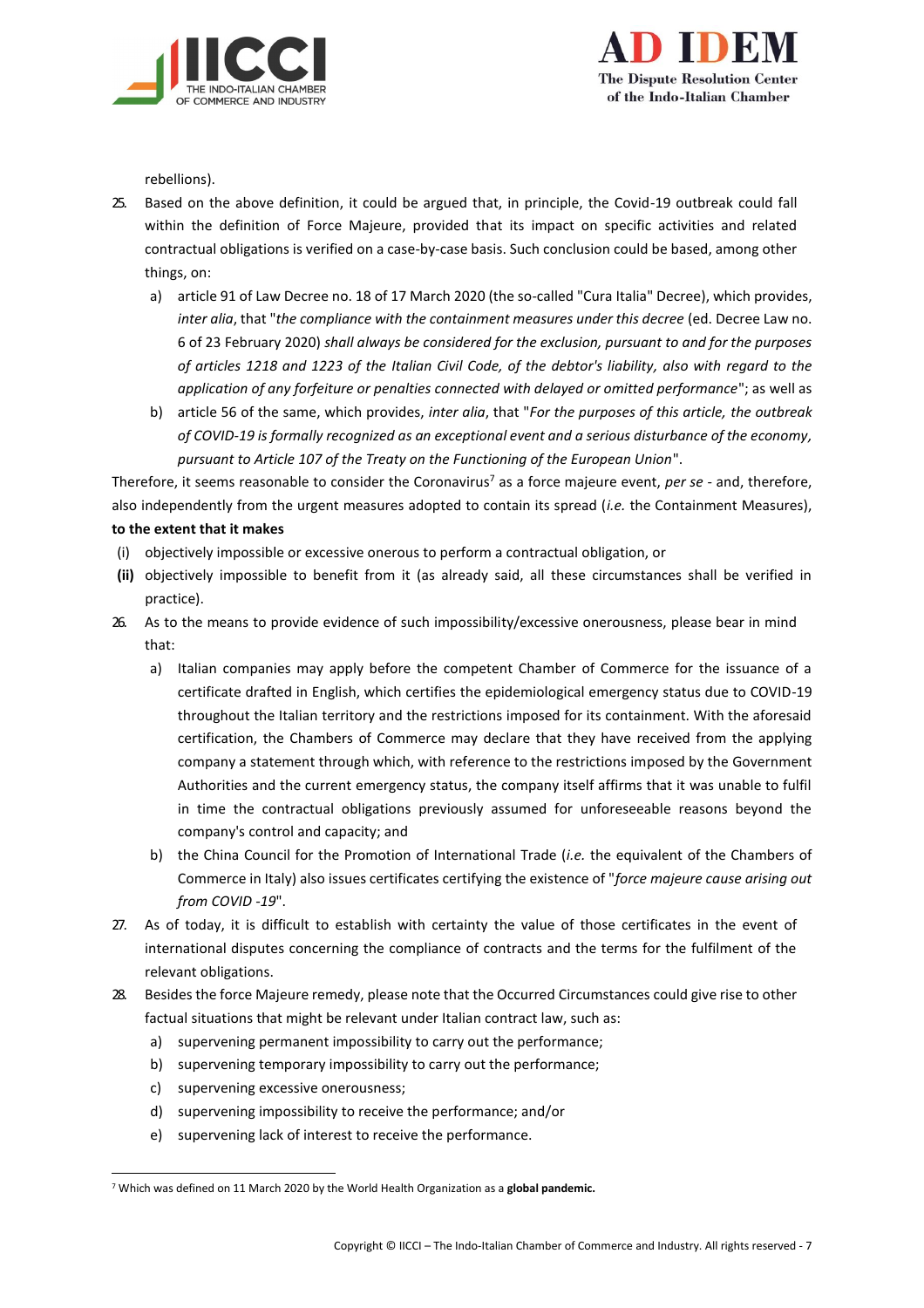rebellions).

25. Based on the above definition, it could be argued that, in principle, the Covid-19 outbreak could fall within the definition of Force Majeure, provided that its impact on specific activities and related contractual obligations is verified on a case-by-case basis. Such conclusion could be based, among other things, on:
    a) article 91 of Law Decree no. 18 of 17 March 2020 (the so-called "Cura Italia" Decree), which provides, *inter alia*, that "*the compliance with the containment measures under this decree* (ed. Decree Law no. 6 of 23 February 2020) *shall always be considered for the exclusion, pursuant to and for the purposes of articles 1218 and 1223 of the Italian Civil Code, of the debtor's liability, also with regard to the application of any forfeiture or penalties connected with delayed or omitted performance*"; as well as
    b) article 56 of the same, which provides, *inter alia*, that "*For the purposes of this article, the outbreak of COVID-19 is formally recognized as an exceptional event and a serious disturbance of the economy, pursuant to Article 107 of the Treaty on the Functioning of the European Union*".

Therefore, it seems reasonable to consider the Coronavirus[7] as a force majeure event, *per se* - and, therefore, also independently from the urgent measures adopted to contain its spread (*i.e.* the Containment Measures), **to the extent that it makes**

(i) objectively impossible or excessive onerous to perform a contractual obligation, or
**(ii)** objectively impossible to benefit from it (as already said, all these circumstances shall be verified in practice).

26. As to the means to provide evidence of such impossibility/excessive onerousness, please bear in mind that:
    a) Italian companies may apply before the competent Chamber of Commerce for the issuance of a certificate drafted in English, which certifies the epidemiological emergency status due to COVID-19 throughout the Italian territory and the restrictions imposed for its containment. With the aforesaid certification, the Chambers of Commerce may declare that they have received from the applying company a statement through which, with reference to the restrictions imposed by the Government Authorities and the current emergency status, the company itself affirms that it was unable to fulfil in time the contractual obligations previously assumed for unforeseeable reasons beyond the company's control and capacity; and
    b) the China Council for the Promotion of International Trade (*i.e.* the equivalent of the Chambers of Commerce in Italy) also issues certificates certifying the existence of "*force majeure cause arising out from COVID -19*".

27. As of today, it is difficult to establish with certainty the value of those certificates in the event of international disputes concerning the compliance of contracts and the terms for the fulfilment of the relevant obligations.

28. Besides the force Majeure remedy, please note that the Occurred Circumstances could give rise to other factual situations that might be relevant under Italian contract law, such as:
    a) supervening permanent impossibility to carry out the performance;
    b) supervening temporary impossibility to carry out the performance;
    c) supervening excessive onerousness;
    d) supervening impossibility to receive the performance; and/or
    e) supervening lack of interest to receive the performance.

---

[7] Which was defined on 11 March 2020 by the World Health Organization as a **global pandemic.**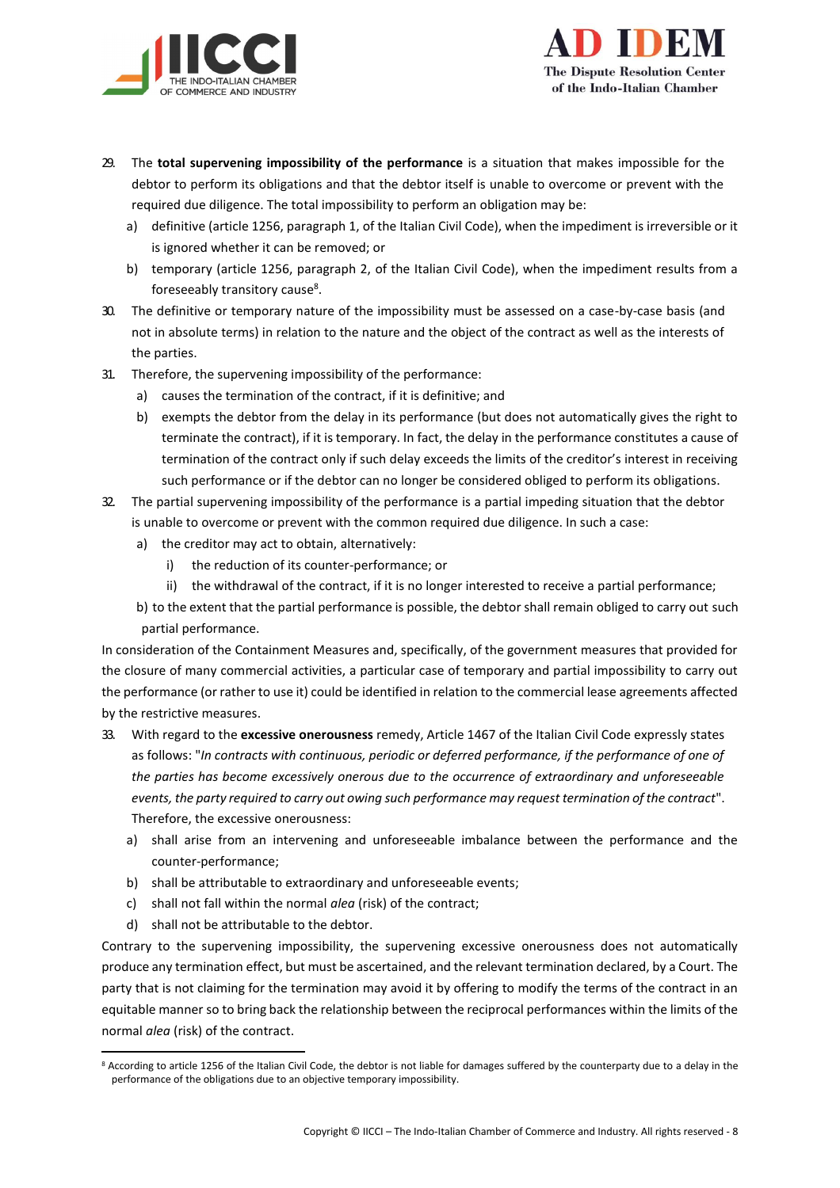29. The **total supervening impossibility of the performance** is a situation that makes impossible for the debtor to perform its obligations and that the debtor itself is unable to overcome or prevent with the required due diligence. The total impossibility to perform an obligation may be:
    a) definitive (article 1256, paragraph 1, of the Italian Civil Code), when the impediment is irreversible or it is ignored whether it can be removed; or
    b) temporary (article 1256, paragraph 2, of the Italian Civil Code), when the impediment results from a foreseeably transitory cause[8].
30. The definitive or temporary nature of the impossibility must be assessed on a case-by-case basis (and not in absolute terms) in relation to the nature and the object of the contract as well as the interests of the parties.
31. Therefore, the supervening impossibility of the performance:
    a) causes the termination of the contract, if it is definitive; and
    b) exempts the debtor from the delay in its performance (but does not automatically gives the right to terminate the contract), if it is temporary. In fact, the delay in the performance constitutes a cause of termination of the contract only if such delay exceeds the limits of the creditor's interest in receiving such performance or if the debtor can no longer be considered obliged to perform its obligations.
32. The partial supervening impossibility of the performance is a partial impeding situation that the debtor is unable to overcome or prevent with the common required due diligence. In such a case:
    a) the creditor may act to obtain, alternatively:
        i) the reduction of its counter-performance; or
        ii) the withdrawal of the contract, if it is no longer interested to receive a partial performance;
    b) to the extent that the partial performance is possible, the debtor shall remain obliged to carry out such partial performance.

In consideration of the Containment Measures and, specifically, of the government measures that provided for the closure of many commercial activities, a particular case of temporary and partial impossibility to carry out the performance (or rather to use it) could be identified in relation to the commercial lease agreements affected by the restrictive measures.

33. With regard to the **excessive onerousness** remedy, Article 1467 of the Italian Civil Code expressly states as follows: "*In contracts with continuous, periodic or deferred performance, if the performance of one of the parties has become excessively onerous due to the occurrence of extraordinary and unforeseeable events, the party required to carry out owing such performance may request termination of the contract*". Therefore, the excessive onerousness:
    a) shall arise from an intervening and unforeseeable imbalance between the performance and the counter-performance;
    b) shall be attributable to extraordinary and unforeseeable events;
    c) shall not fall within the normal *alea* (risk) of the contract;
    d) shall not be attributable to the debtor.

Contrary to the supervening impossibility, the supervening excessive onerousness does not automatically produce any termination effect, but must be ascertained, and the relevant termination declared, by a Court. The party that is not claiming for the termination may avoid it by offering to modify the terms of the contract in an equitable manner so to bring back the relationship between the reciprocal performances within the limits of the normal *alea* (risk) of the contract.

[8] According to article 1256 of the Italian Civil Code, the debtor is not liable for damages suffered by the counterparty due to a delay in the performance of the obligations due to an objective temporary impossibility.